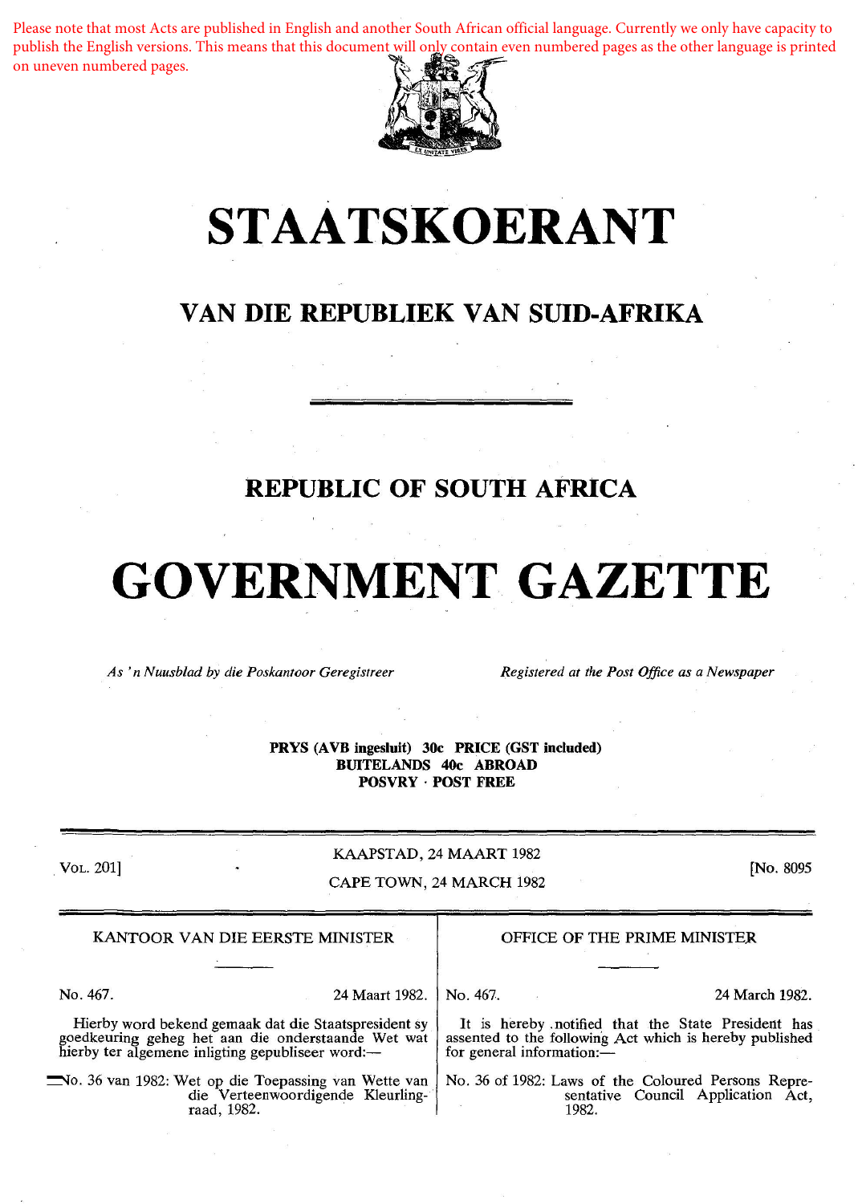Please note that most Acts are published in English and another South African official language. Currently we only have capacity to publish the English versions. This means that this document will only contain even numbered pages as the other language is printed on uneven numbered pages.

# STAATSKOERANT

## VAN DIE REPUBLIEK VAN SUID-AFRIKA

## REPUBLIC OF SOUTH AFRICA

# GOVERNMENT GAZETTE

*As 'n Nuusblad by die Poskantoor Geregistreer* — *Registered at the Post Office as a Newspaper*

**PRYS (AVB ingesluit) 30c PRICE (GST included)**
**BUITELANDS 40c ABROAD**
**POSVRY · POST FREE**

VOL. 201] — KAAPSTAD, 24 MAART 1982 / CAPE TOWN, 24 MARCH 1982 — [No. 8095

KANTOOR VAN DIE EERSTE MINISTER

No. 467. — 24 Maart 1982.

Hierby word bekend gemaak dat die Staatspresident sy goedkeuring geheg het aan die onderstaande Wet wat hierby ter algemene inligting gepubliseer word:—

No. 36 van 1982: Wet op die Toepassing van Wette van die Verteenwoordigende Kleurlingraad, 1982.

OFFICE OF THE PRIME MINISTER

No. 467. — 24 March 1982.

It is hereby notified that the State President has assented to the following Act which is hereby published for general information:—

No. 36 of 1982: Laws of the Coloured Persons Representative Council Application Act, 1982.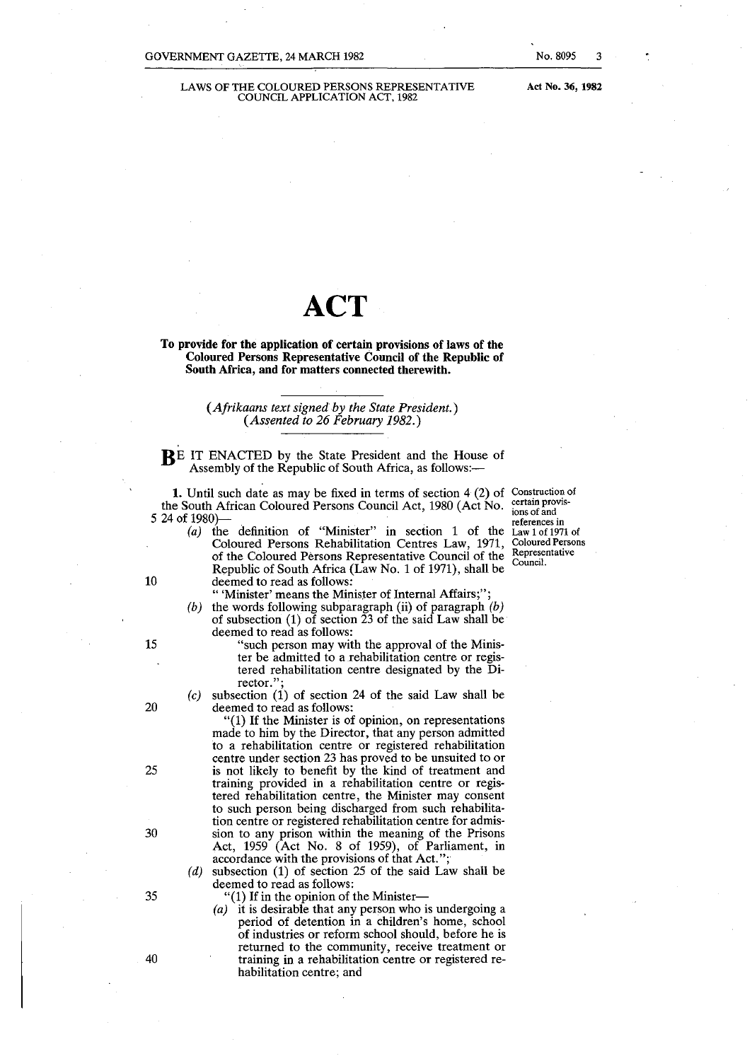LAWS OF THE COLOURED PERSONS REPRESENTATIVE COUNCIL APPLICATION ACT, 1982

**Act No. 36, 1982**

# ACT

**To provide for the application of certain provisions of laws of the Coloured Persons Representative Council of the Republic of South Africa, and for matters connected therewith.**

*(Afrikaans text signed by the State President.)*
*(Assented to 26 February 1982.)*

BE IT ENACTED by the State President and the House of Assembly of the Republic of South Africa, as follows:—

*Construction of certain provisions of and references in Law 1 of 1971 of Coloured Persons Representative Council.*

**1.** Until such date as may be fixed in terms of section 4 (2) of the South African Coloured Persons Council Act, 1980 (Act No. 24 of 1980)—

(*a*) the definition of "Minister" in section 1 of the Coloured Persons Rehabilitation Centres Law, 1971, of the Coloured Persons Representative Council of the Republic of South Africa (Law No. 1 of 1971), shall be deemed to read as follows:

" 'Minister' means the Minister of Internal Affairs;";

(*b*) the words following subparagraph (ii) of paragraph (*b*) of subsection (1) of section 23 of the said Law shall be deemed to read as follows:

"such person may with the approval of the Minister be admitted to a rehabilitation centre or registered rehabilitation centre designated by the Director.";

(*c*) subsection (1) of section 24 of the said Law shall be deemed to read as follows:

"(1) If the Minister is of opinion, on representations made to him by the Director, that any person admitted to a rehabilitation centre or registered rehabilitation centre under section 23 has proved to be unsuited to or is not likely to benefit by the kind of treatment and training provided in a rehabilitation centre or registered rehabilitation centre, the Minister may consent to such person being discharged from such rehabilitation centre or registered rehabilitation centre for admission to any prison within the meaning of the Prisons Act, 1959 (Act No. 8 of 1959), of Parliament, in accordance with the provisions of that Act.";

(*d*) subsection (1) of section 25 of the said Law shall be deemed to read as follows:

"(1) If in the opinion of the Minister—

(*a*) it is desirable that any person who is undergoing a period of detention in a children's home, school of industries or reform school should, before he is returned to the community, receive treatment or training in a rehabilitation centre or registered rehabilitation centre; and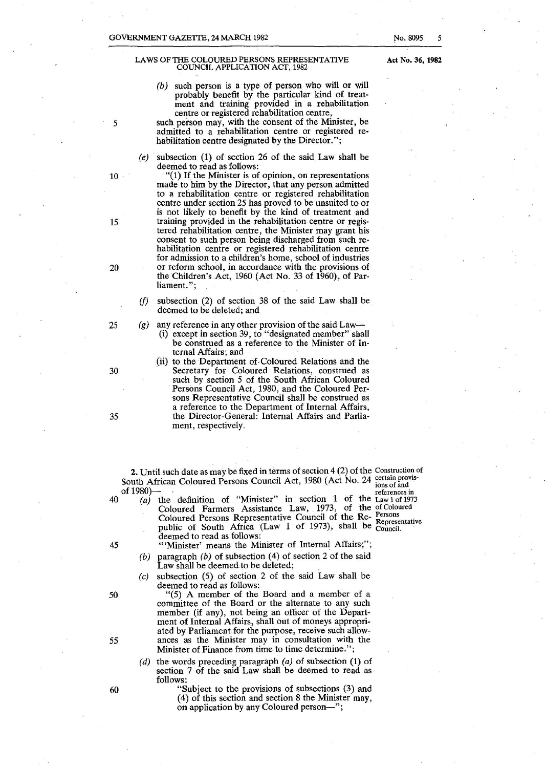(b) such person is a type of person who will or will probably benefit by the particular kind of treatment and training provided in a rehabilitation centre or registered rehabilitation centre,

such person may, with the consent of the Minister, be admitted to a rehabilitation centre or registered rehabilitation centre designated by the Director.";

(e) subsection (1) of section 26 of the said Law shall be deemed to read as follows:

"(1) If the Minister is of opinion, on representations made to him by the Director, that any person admitted to a rehabilitation centre or registered rehabilitation centre under section 25 has proved to be unsuited to or is not likely to benefit by the kind of treatment and training provided in the rehabilitation centre or registered rehabilitation centre, the Minister may grant his consent to such person being discharged from such rehabilitation centre or registered rehabilitation centre for admission to a children's home, school of industries or reform school, in accordance with the provisions of the Children's Act, 1960 (Act No. 33 of 1960), of Parliament.";

(f) subsection (2) of section 38 of the said Law shall be deemed to be deleted; and

(g) any reference in any other provision of the said Law—

(i) except in section 39, to "designated member" shall be construed as a reference to the Minister of Internal Affairs; and

(ii) to the Department of Coloured Relations and the Secretary for Coloured Relations, construed as such by section 5 of the South African Coloured Persons Council Act, 1980, and the Coloured Persons Representative Council shall be construed as a reference to the Department of Internal Affairs, the Director-General: Internal Affairs and Parliament, respectively.

**Construction of certain provisions of and references in Law 1 of 1973 of Coloured Persons Representative Council.**

**2.** Until such date as may be fixed in terms of section 4 (2) of the South African Coloured Persons Council Act, 1980 (Act No. 24 of 1980)—

(a) the definition of "Minister" in section 1 of the Coloured Farmers Assistance Law, 1973, of the Coloured Persons Representative Council of the Republic of South Africa (Law 1 of 1973), shall be deemed to read as follows:

"'Minister' means the Minister of Internal Affairs;";

(b) paragraph *(b)* of subsection (4) of section 2 of the said Law shall be deemed to be deleted;

(c) subsection (5) of section 2 of the said Law shall be deemed to read as follows:

"(5) A member of the Board and a member of a committee of the Board or the alternate to any such member (if any), not being an officer of the Department of Internal Affairs, shall out of moneys appropriated by Parliament for the purpose, receive such allowances as the Minister may in consultation with the Minister of Finance from time to time determine.";

(d) the words preceding paragraph *(a)* of subsection (1) of section 7 of the said Law shall be deemed to read as follows:

"Subject to the provisions of subsections (3) and (4) of this section and section 8 the Minister may, on application by any Coloured person—";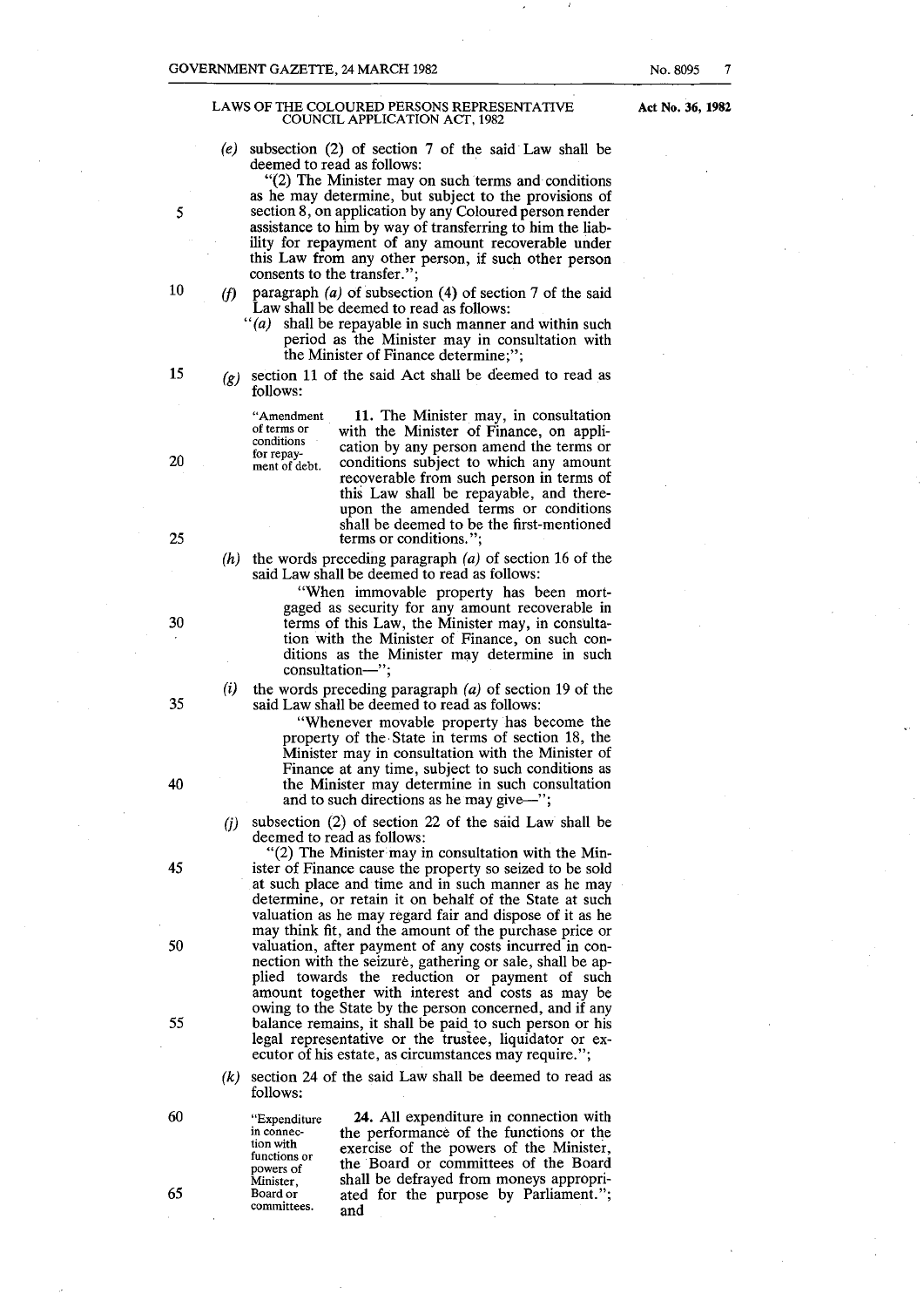LAWS OF THE COLOURED PERSONS REPRESENTATIVE COUNCIL APPLICATION ACT, 1982

**Act No. 36, 1982**

(*e*) subsection (2) of section 7 of the said Law shall be deemed to read as follows:

"(2) The Minister may on such terms and conditions as he may determine, but subject to the provisions of section 8, on application by any Coloured person render assistance to him by way of transferring to him the liability for repayment of any amount recoverable under this Law from any other person, if such other person consents to the transfer.";

(*f*) paragraph (*a*) of subsection (4) of section 7 of the said Law shall be deemed to read as follows:

"(*a*) shall be repayable in such manner and within such period as the Minister may in consultation with the Minister of Finance determine;";

(*g*) section 11 of the said Act shall be deemed to read as follows:

"Amendment of terms or conditions for repayment of debt.

**11.** The Minister may, in consultation with the Minister of Finance, on application by any person amend the terms or conditions subject to which any amount recoverable from such person in terms of this Law shall be repayable, and thereupon the amended terms or conditions shall be deemed to be the first-mentioned terms or conditions.";

(*h*) the words preceding paragraph (*a*) of section 16 of the said Law shall be deemed to read as follows:

"When immovable property has been mortgaged as security for any amount recoverable in terms of this Law, the Minister may, in consultation with the Minister of Finance, on such conditions as the Minister may determine in such consultation—";

(*i*) the words preceding paragraph (*a*) of section 19 of the said Law shall be deemed to read as follows:

"Whenever movable property has become the property of the State in terms of section 18, the Minister may in consultation with the Minister of Finance at any time, subject to such conditions as the Minister may determine in such consultation and to such directions as he may give—";

(*j*) subsection (2) of section 22 of the said Law shall be deemed to read as follows:

"(2) The Minister may in consultation with the Minister of Finance cause the property so seized to be sold at such place and time and in such manner as he may determine, or retain it on behalf of the State at such valuation as he may regard fair and dispose of it as he may think fit, and the amount of the purchase price or valuation, after payment of any costs incurred in connection with the seizure, gathering or sale, shall be applied towards the reduction or payment of such amount together with interest and costs as may be owing to the State by the person concerned, and if any balance remains, it shall be paid to such person or his legal representative or the trustee, liquidator or executor of his estate, as circumstances may require.";

(*k*) section 24 of the said Law shall be deemed to read as follows:

"Expenditure in connection with functions or powers of Minister, Board or committees.

**24.** All expenditure in connection with the performance of the functions or the exercise of the powers of the Minister, the Board or committees of the Board shall be defrayed from moneys appropriated for the purpose by Parliament."; and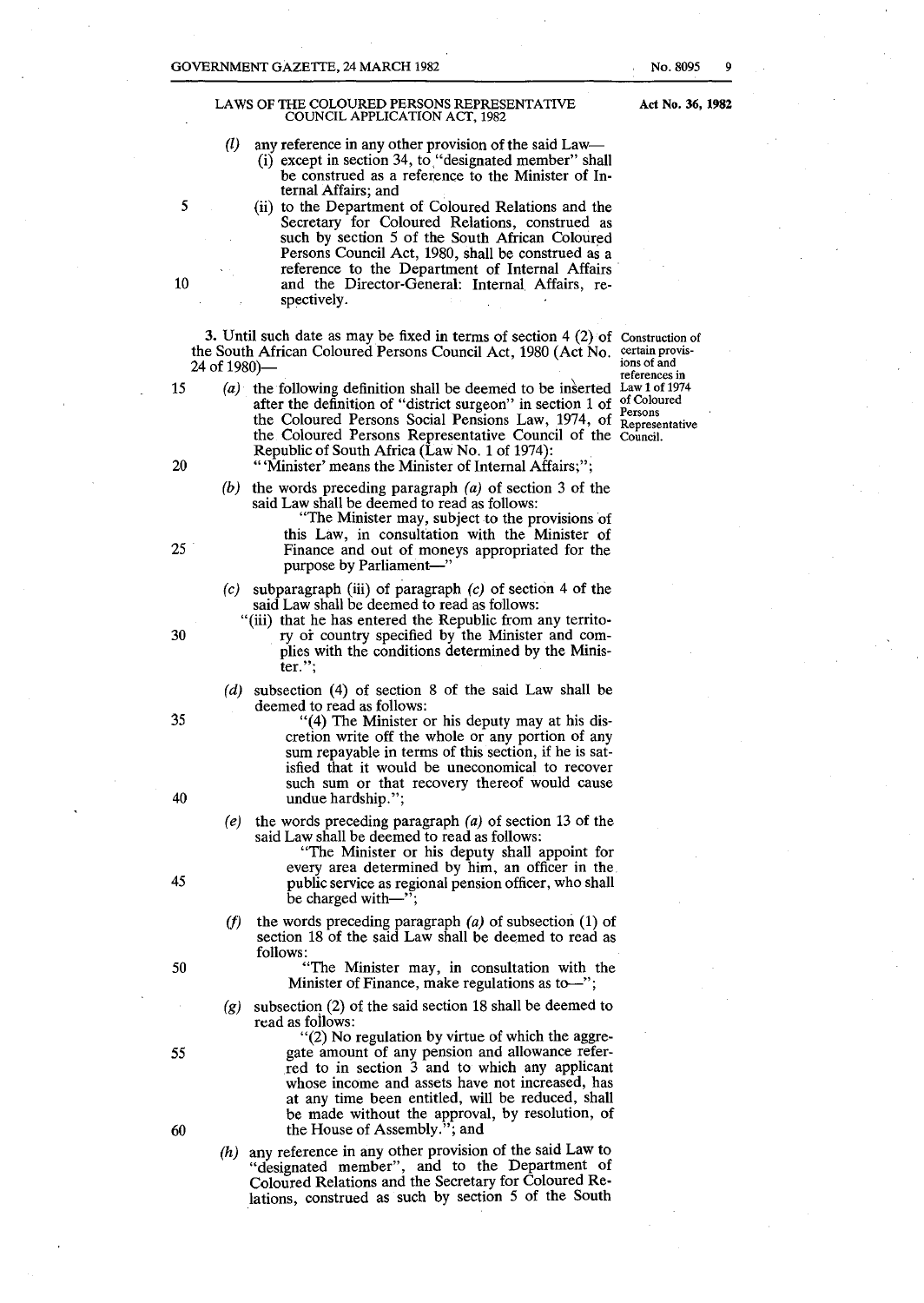LAWS OF THE COLOURED PERSONS REPRESENTATIVE COUNCIL APPLICATION ACT, 1982

**Act No. 36, 1982**

(*l*) any reference in any other provision of the said Law—

(i) except in section 34, to "designated member" shall be construed as a reference to the Minister of Internal Affairs; and

(ii) to the Department of Coloured Relations and the Secretary for Coloured Relations, construed as such by section 5 of the South African Coloured Persons Council Act, 1980, shall be construed as a reference to the Department of Internal Affairs and the Director-General: Internal Affairs, respectively.

**Construction of certain provisions of and references in Law 1 of 1974 of Coloured Persons Representative Council.**

**3.** Until such date as may be fixed in terms of section 4 (2) of the South African Coloured Persons Council Act, 1980 (Act No. 24 of 1980)—

(*a*) the following definition shall be deemed to be inserted after the definition of "district surgeon" in section 1 of the Coloured Persons Social Pensions Law, 1974, of the Coloured Persons Representative Council of the Republic of South Africa (Law No. 1 of 1974):

"'Minister' means the Minister of Internal Affairs;";

(*b*) the words preceding paragraph (*a*) of section 3 of the said Law shall be deemed to read as follows:

"The Minister may, subject to the provisions of this Law, in consultation with the Minister of Finance and out of moneys appropriated for the purpose by Parliament—"

(*c*) subparagraph (iii) of paragraph (*c*) of section 4 of the said Law shall be deemed to read as follows:

"(iii) that he has entered the Republic from any territory or country specified by the Minister and complies with the conditions determined by the Minister.";

(*d*) subsection (4) of section 8 of the said Law shall be deemed to read as follows:

"(4) The Minister or his deputy may at his discretion write off the whole or any portion of any sum repayable in terms of this section, if he is satisfied that it would be uneconomical to recover such sum or that recovery thereof would cause undue hardship.";

(*e*) the words preceding paragraph (*a*) of section 13 of the said Law shall be deemed to read as follows:

"The Minister or his deputy shall appoint for every area determined by him, an officer in the public service as regional pension officer, who shall be charged with—";

(*f*) the words preceding paragraph (*a*) of subsection (1) of section 18 of the said Law shall be deemed to read as follows:

"The Minister may, in consultation with the Minister of Finance, make regulations as to—";

(*g*) subsection (2) of the said section 18 shall be deemed to read as follows:

"(2) No regulation by virtue of which the aggregate amount of any pension and allowance referred to in section 3 and to which any applicant whose income and assets have not increased, has at any time been entitled, will be reduced, shall be made without the approval, by resolution, of the House of Assembly."; and

(*h*) any reference in any other provision of the said Law to "designated member", and to the Department of Coloured Relations and the Secretary for Coloured Relations, construed as such by section 5 of the South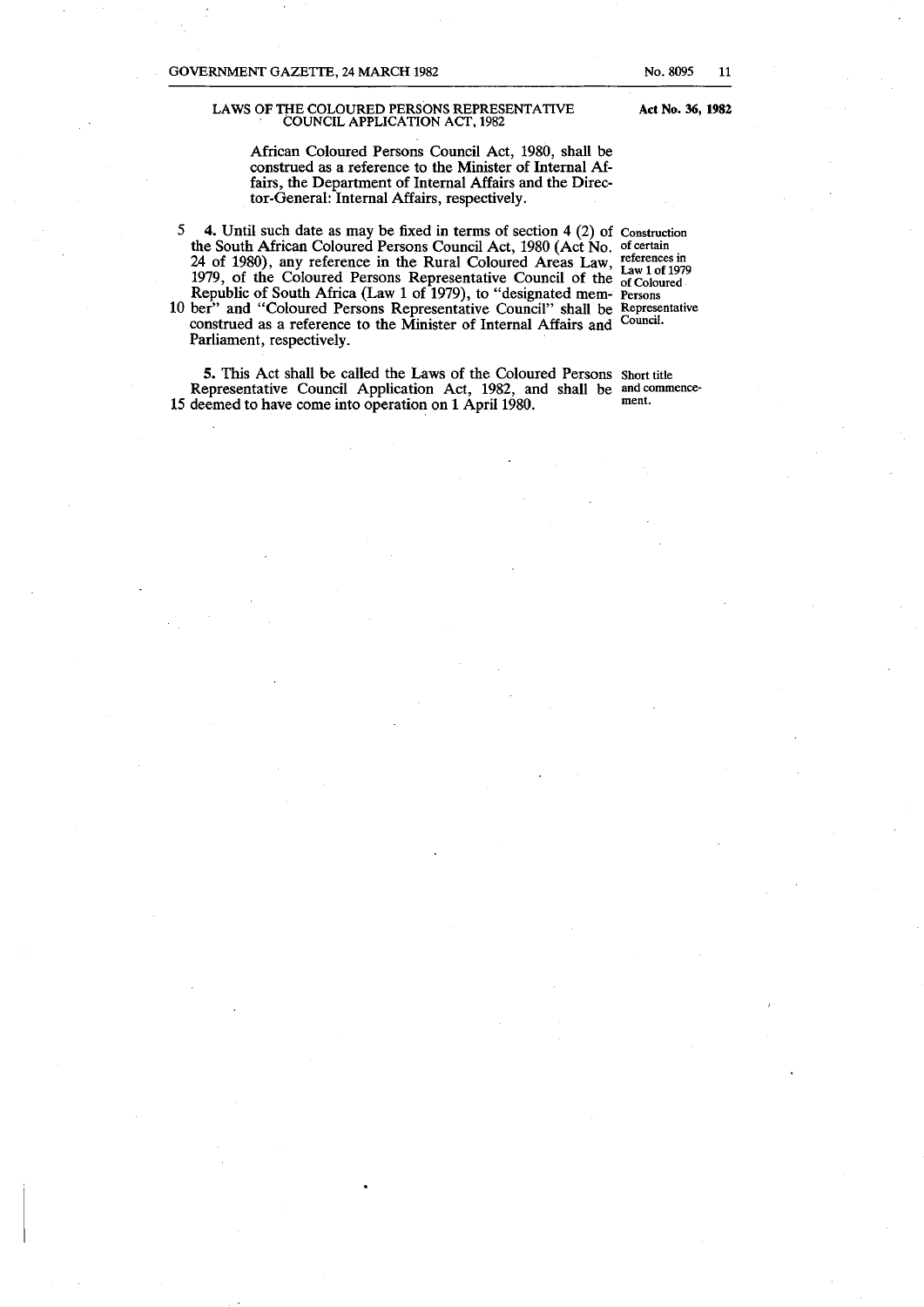African Coloured Persons Council Act, 1980, shall be construed as a reference to the Minister of Internal Affairs, the Department of Internal Affairs and the Director-General: Internal Affairs, respectively.

**Construction of certain references in Law 1 of 1979 of Coloured Persons Representative Council.**

**4.** Until such date as may be fixed in terms of section 4 (2) of the South African Coloured Persons Council Act, 1980 (Act No. 24 of 1980), any reference in the Rural Coloured Areas Law, 1979, of the Coloured Persons Representative Council of the Republic of South Africa (Law 1 of 1979), to "designated member" and "Coloured Persons Representative Council" shall be construed as a reference to the Minister of Internal Affairs and Parliament, respectively.

**Short title and commencement.**

**5.** This Act shall be called the Laws of the Coloured Persons Representative Council Application Act, 1982, and shall be deemed to have come into operation on 1 April 1980.